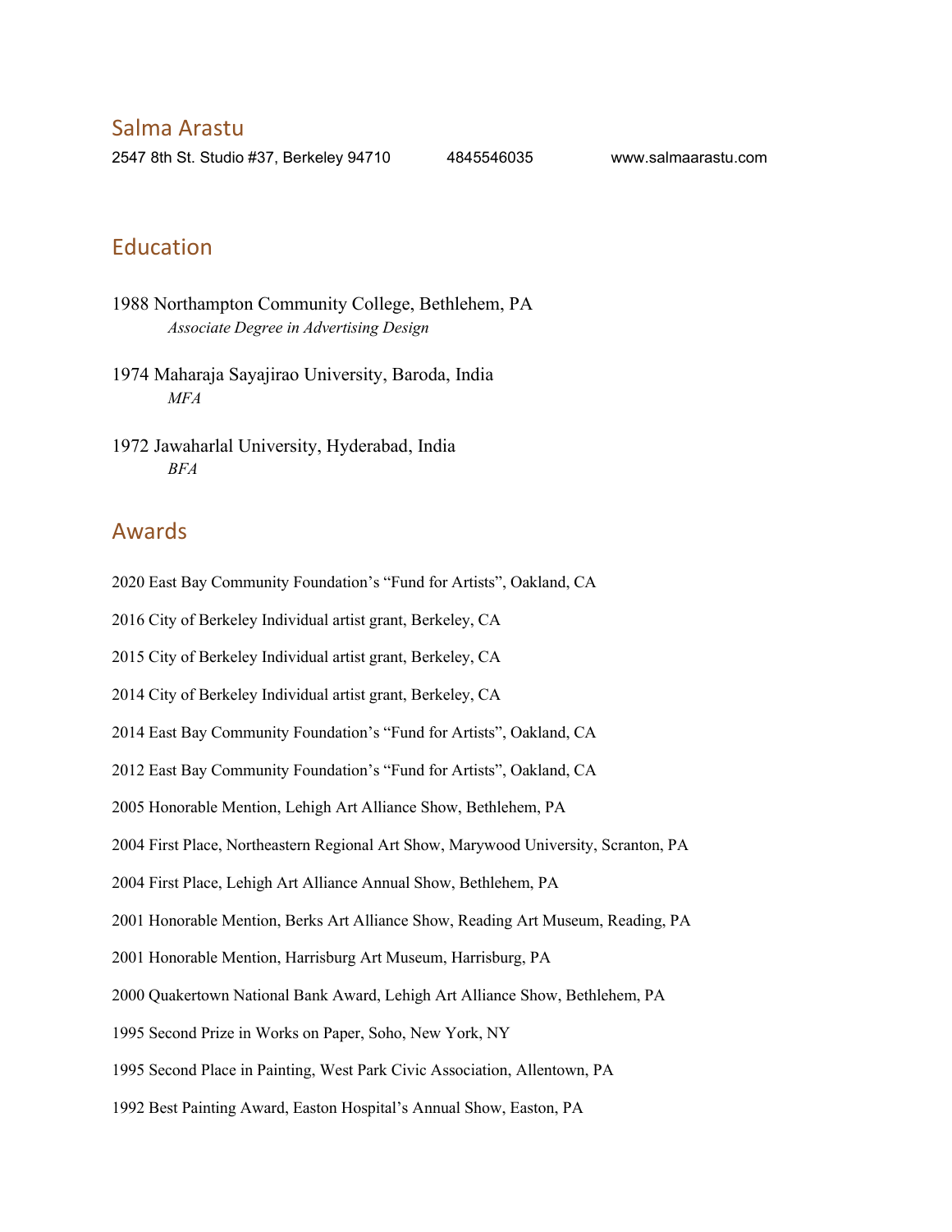# Salma Arastu

2547 8th St. Studio #37, Berkeley 94710 4845546035 www.salmaarastu.com

## Education

1988 Northampton Community College, Bethlehem, PA
*Associate Degree in Advertising Design*

1974 Maharaja Sayajirao University, Baroda, India
*MFA*

1972 Jawaharlal University, Hyderabad, India
*BFA*

## Awards

2020 East Bay Community Foundation's "Fund for Artists", Oakland, CA

2016 City of Berkeley Individual artist grant, Berkeley, CA

2015 City of Berkeley Individual artist grant, Berkeley, CA

2014 City of Berkeley Individual artist grant, Berkeley, CA

2014 East Bay Community Foundation's "Fund for Artists", Oakland, CA

2012 East Bay Community Foundation's "Fund for Artists", Oakland, CA

2005 Honorable Mention, Lehigh Art Alliance Show, Bethlehem, PA

2004 First Place, Northeastern Regional Art Show, Marywood University, Scranton, PA

2004 First Place, Lehigh Art Alliance Annual Show, Bethlehem, PA

2001 Honorable Mention, Berks Art Alliance Show, Reading Art Museum, Reading, PA

2001 Honorable Mention, Harrisburg Art Museum, Harrisburg, PA

2000 Quakertown National Bank Award, Lehigh Art Alliance Show, Bethlehem, PA

1995 Second Prize in Works on Paper, Soho, New York, NY

1995 Second Place in Painting, West Park Civic Association, Allentown, PA

1992 Best Painting Award, Easton Hospital's Annual Show, Easton, PA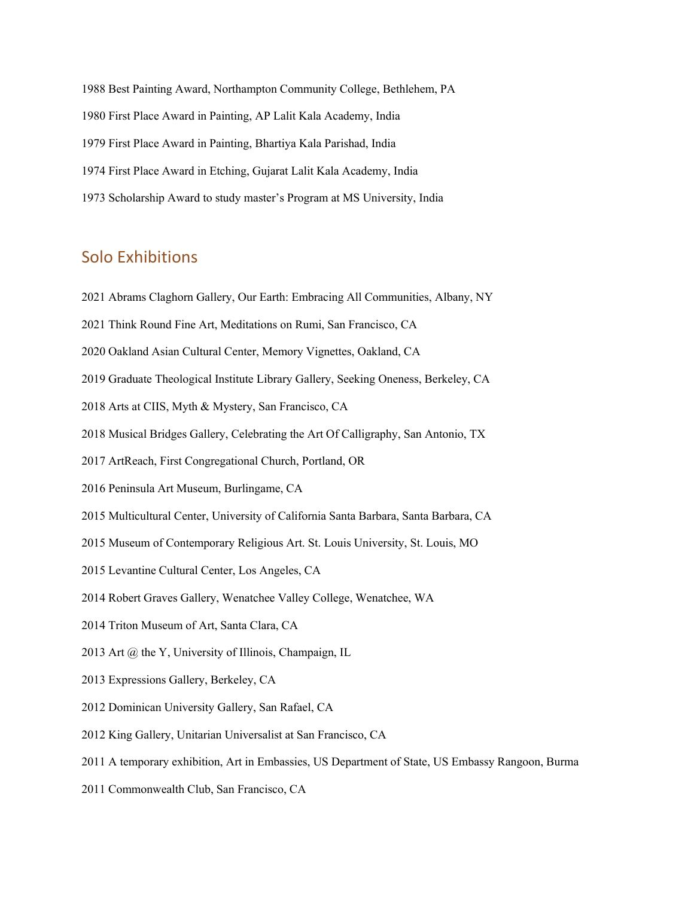1988 Best Painting Award, Northampton Community College, Bethlehem, PA

1980 First Place Award in Painting, AP Lalit Kala Academy, India

1979 First Place Award in Painting, Bhartiya Kala Parishad, India

1974 First Place Award in Etching, Gujarat Lalit Kala Academy, India

1973 Scholarship Award to study master's Program at MS University, India

## Solo Exhibitions

2021 Abrams Claghorn Gallery, Our Earth: Embracing All Communities, Albany, NY

2021 Think Round Fine Art, Meditations on Rumi, San Francisco, CA

2020 Oakland Asian Cultural Center, Memory Vignettes, Oakland, CA

2019 Graduate Theological Institute Library Gallery, Seeking Oneness, Berkeley, CA

2018 Arts at CIIS, Myth & Mystery, San Francisco, CA

2018 Musical Bridges Gallery, Celebrating the Art Of Calligraphy, San Antonio, TX

2017 ArtReach, First Congregational Church, Portland, OR

2016 Peninsula Art Museum, Burlingame, CA

2015 Multicultural Center, University of California Santa Barbara, Santa Barbara, CA

2015 Museum of Contemporary Religious Art. St. Louis University, St. Louis, MO

2015 Levantine Cultural Center, Los Angeles, CA

2014 Robert Graves Gallery, Wenatchee Valley College, Wenatchee, WA

2014 Triton Museum of Art, Santa Clara, CA

2013 Art @ the Y, University of Illinois, Champaign, IL

2013 Expressions Gallery, Berkeley, CA

2012 Dominican University Gallery, San Rafael, CA

2012 King Gallery, Unitarian Universalist at San Francisco, CA

2011 A temporary exhibition, Art in Embassies, US Department of State, US Embassy Rangoon, Burma

2011 Commonwealth Club, San Francisco, CA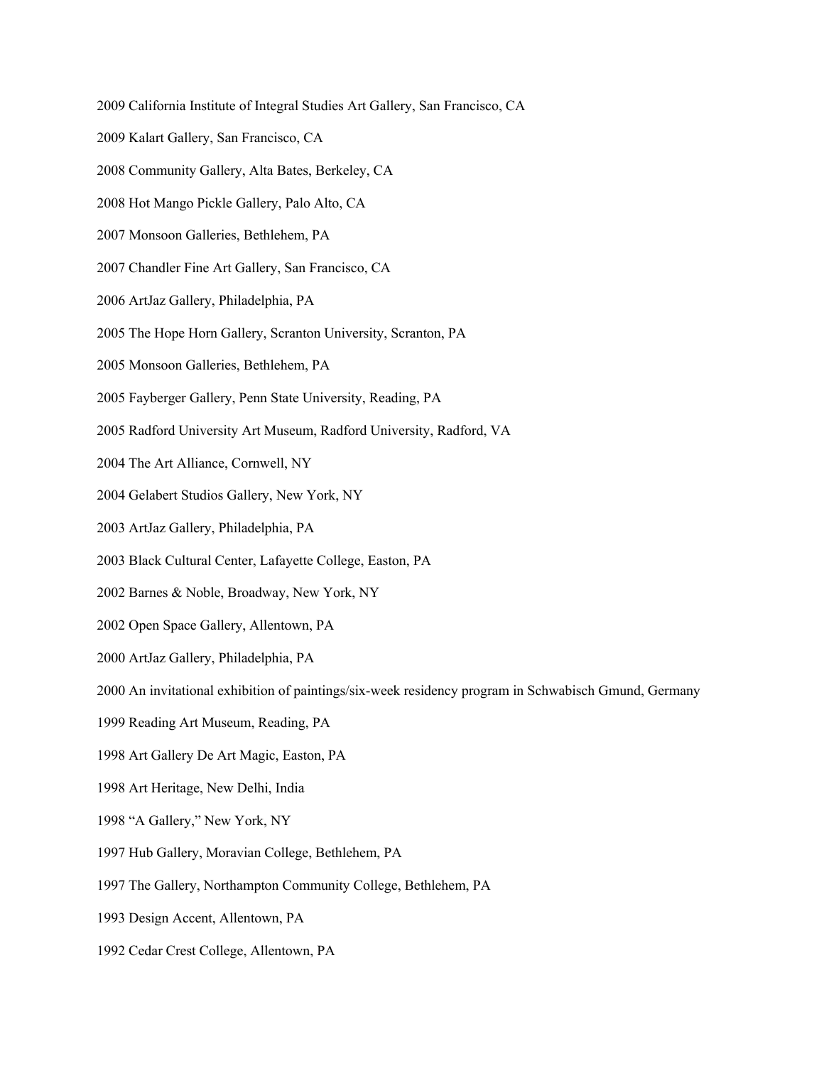2009 California Institute of Integral Studies Art Gallery, San Francisco, CA

2009 Kalart Gallery, San Francisco, CA

2008 Community Gallery, Alta Bates, Berkeley, CA

2008 Hot Mango Pickle Gallery, Palo Alto, CA

2007 Monsoon Galleries, Bethlehem, PA

2007 Chandler Fine Art Gallery, San Francisco, CA

2006 ArtJaz Gallery, Philadelphia, PA

2005 The Hope Horn Gallery, Scranton University, Scranton, PA

2005 Monsoon Galleries, Bethlehem, PA

2005 Fayberger Gallery, Penn State University, Reading, PA

2005 Radford University Art Museum, Radford University, Radford, VA

2004 The Art Alliance, Cornwell, NY

2004 Gelabert Studios Gallery, New York, NY

2003 ArtJaz Gallery, Philadelphia, PA

2003 Black Cultural Center, Lafayette College, Easton, PA

2002 Barnes & Noble, Broadway, New York, NY

2002 Open Space Gallery, Allentown, PA

2000 ArtJaz Gallery, Philadelphia, PA

2000 An invitational exhibition of paintings/six-week residency program in Schwabisch Gmund, Germany

1999 Reading Art Museum, Reading, PA

1998 Art Gallery De Art Magic, Easton, PA

1998 Art Heritage, New Delhi, India

1998 "A Gallery," New York, NY

1997 Hub Gallery, Moravian College, Bethlehem, PA

1997 The Gallery, Northampton Community College, Bethlehem, PA

1993 Design Accent, Allentown, PA

1992 Cedar Crest College, Allentown, PA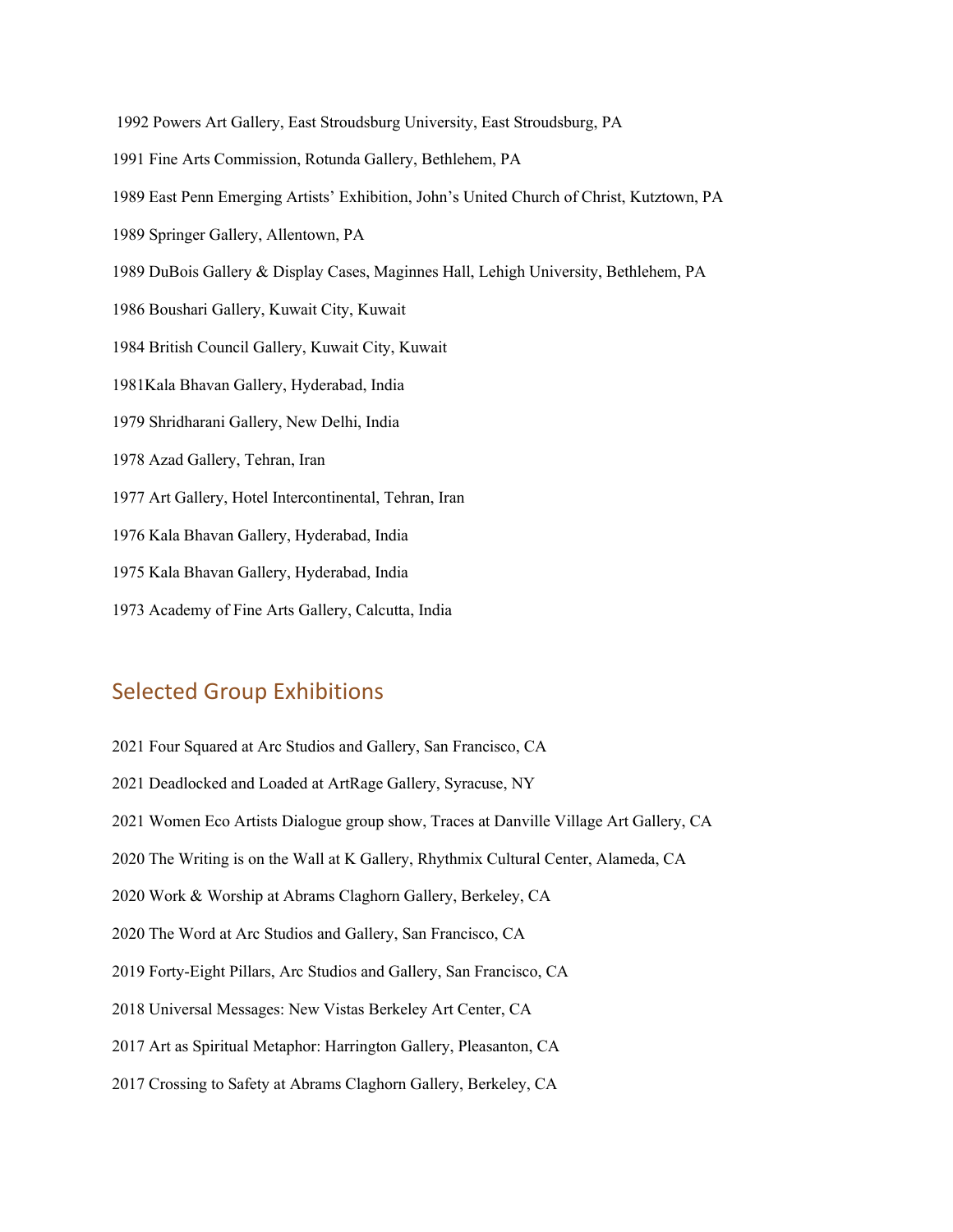1992 Powers Art Gallery, East Stroudsburg University, East Stroudsburg, PA

1991 Fine Arts Commission, Rotunda Gallery, Bethlehem, PA

1989 East Penn Emerging Artists' Exhibition, John's United Church of Christ, Kutztown, PA

1989 Springer Gallery, Allentown, PA

1989 DuBois Gallery & Display Cases, Maginnes Hall, Lehigh University, Bethlehem, PA

1986 Boushari Gallery, Kuwait City, Kuwait

1984 British Council Gallery, Kuwait City, Kuwait

1981Kala Bhavan Gallery, Hyderabad, India

1979 Shridharani Gallery, New Delhi, India

1978 Azad Gallery, Tehran, Iran

1977 Art Gallery, Hotel Intercontinental, Tehran, Iran

1976 Kala Bhavan Gallery, Hyderabad, India

1975 Kala Bhavan Gallery, Hyderabad, India

1973 Academy of Fine Arts Gallery, Calcutta, India

## Selected Group Exhibitions

2021 Four Squared at Arc Studios and Gallery, San Francisco, CA

2021 Deadlocked and Loaded at ArtRage Gallery, Syracuse, NY

2021 Women Eco Artists Dialogue group show, Traces at Danville Village Art Gallery, CA

2020 The Writing is on the Wall at K Gallery, Rhythmix Cultural Center, Alameda, CA

2020 Work & Worship at Abrams Claghorn Gallery, Berkeley, CA

2020 The Word at Arc Studios and Gallery, San Francisco, CA

2019 Forty-Eight Pillars, Arc Studios and Gallery, San Francisco, CA

2018 Universal Messages: New Vistas Berkeley Art Center, CA

2017 Art as Spiritual Metaphor: Harrington Gallery, Pleasanton, CA

2017 Crossing to Safety at Abrams Claghorn Gallery, Berkeley, CA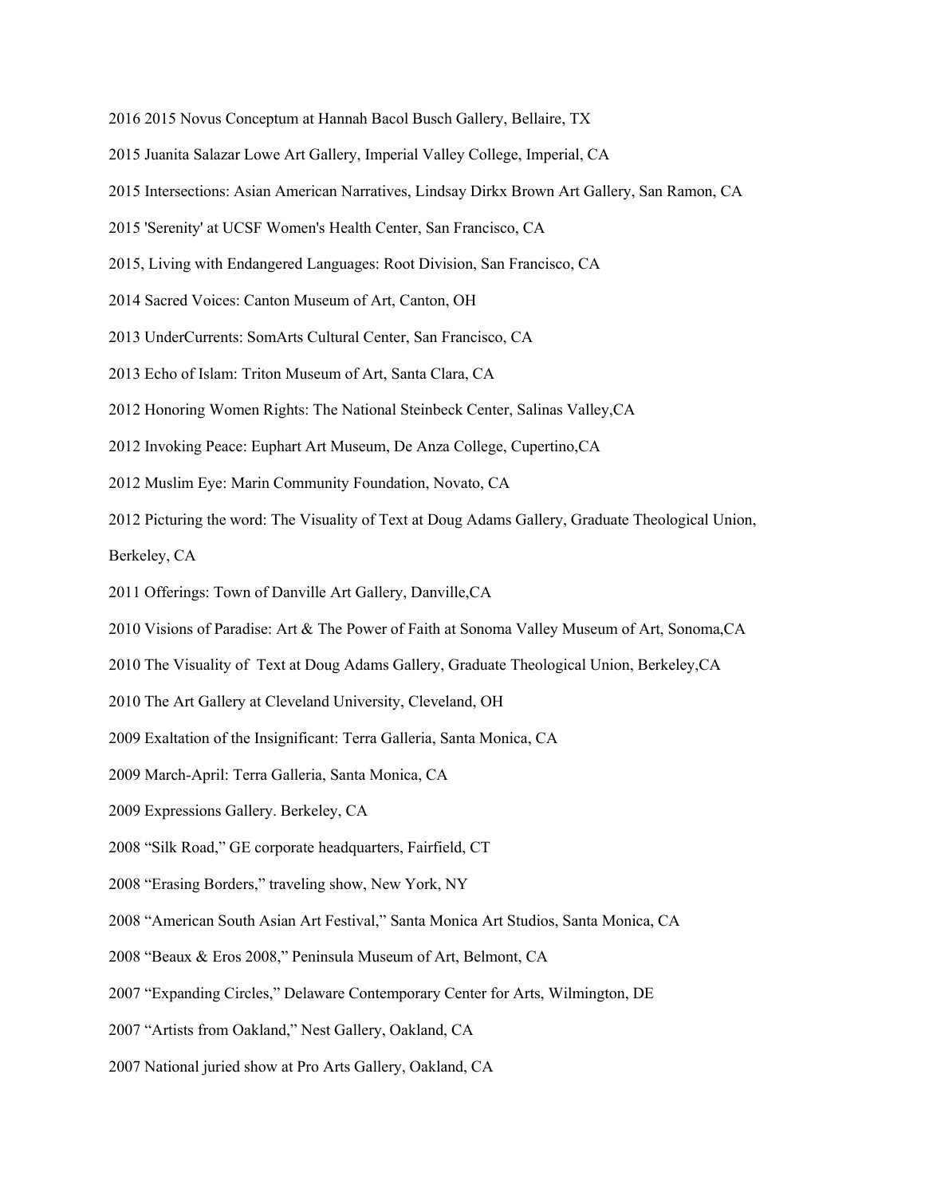2016 2015 Novus Conceptum at Hannah Bacol Busch Gallery, Bellaire, TX

2015 Juanita Salazar Lowe Art Gallery, Imperial Valley College, Imperial, CA

2015 Intersections: Asian American Narratives, Lindsay Dirkx Brown Art Gallery, San Ramon, CA

2015 'Serenity' at UCSF Women's Health Center, San Francisco, CA

2015, Living with Endangered Languages: Root Division, San Francisco, CA

2014 Sacred Voices: Canton Museum of Art, Canton, OH

2013 UnderCurrents: SomArts Cultural Center, San Francisco, CA

2013 Echo of Islam: Triton Museum of Art, Santa Clara, CA

2012 Honoring Women Rights: The National Steinbeck Center, Salinas Valley,CA

2012 Invoking Peace: Euphart Art Museum, De Anza College, Cupertino,CA

2012 Muslim Eye: Marin Community Foundation, Novato, CA

2012 Picturing the word: The Visuality of Text at Doug Adams Gallery, Graduate Theological Union, Berkeley, CA

2011 Offerings: Town of Danville Art Gallery, Danville,CA

2010 Visions of Paradise: Art & The Power of Faith at Sonoma Valley Museum of Art, Sonoma,CA

2010 The Visuality of Text at Doug Adams Gallery, Graduate Theological Union, Berkeley,CA

2010 The Art Gallery at Cleveland University, Cleveland, OH

2009 Exaltation of the Insignificant: Terra Galleria, Santa Monica, CA

2009 March-April: Terra Galleria, Santa Monica, CA

2009 Expressions Gallery. Berkeley, CA

2008 "Silk Road," GE corporate headquarters, Fairfield, CT

2008 "Erasing Borders," traveling show, New York, NY

2008 "American South Asian Art Festival," Santa Monica Art Studios, Santa Monica, CA

2008 "Beaux & Eros 2008," Peninsula Museum of Art, Belmont, CA

2007 "Expanding Circles," Delaware Contemporary Center for Arts, Wilmington, DE

2007 "Artists from Oakland," Nest Gallery, Oakland, CA

2007 National juried show at Pro Arts Gallery, Oakland, CA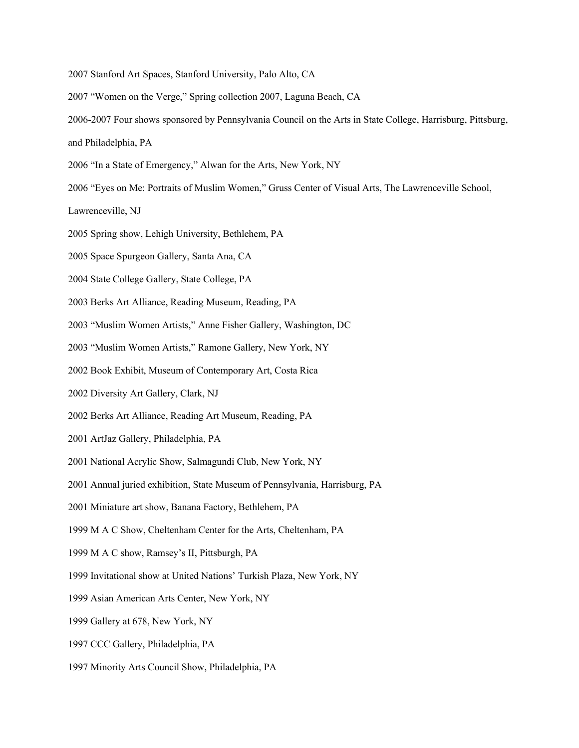2007 Stanford Art Spaces, Stanford University, Palo Alto, CA

2007 "Women on the Verge," Spring collection 2007, Laguna Beach, CA

2006-2007 Four shows sponsored by Pennsylvania Council on the Arts in State College, Harrisburg, Pittsburg, and Philadelphia, PA

2006 "In a State of Emergency," Alwan for the Arts, New York, NY

2006 "Eyes on Me: Portraits of Muslim Women," Gruss Center of Visual Arts, The Lawrenceville School, Lawrenceville, NJ

2005 Spring show, Lehigh University, Bethlehem, PA

2005 Space Spurgeon Gallery, Santa Ana, CA

2004 State College Gallery, State College, PA

2003 Berks Art Alliance, Reading Museum, Reading, PA

2003 "Muslim Women Artists," Anne Fisher Gallery, Washington, DC

2003 "Muslim Women Artists," Ramone Gallery, New York, NY

2002 Book Exhibit, Museum of Contemporary Art, Costa Rica

2002 Diversity Art Gallery, Clark, NJ

2002 Berks Art Alliance, Reading Art Museum, Reading, PA

2001 ArtJaz Gallery, Philadelphia, PA

2001 National Acrylic Show, Salmagundi Club, New York, NY

2001 Annual juried exhibition, State Museum of Pennsylvania, Harrisburg, PA

2001 Miniature art show, Banana Factory, Bethlehem, PA

1999 M A C Show, Cheltenham Center for the Arts, Cheltenham, PA

1999 M A C show, Ramsey's II, Pittsburgh, PA

1999 Invitational show at United Nations' Turkish Plaza, New York, NY

1999 Asian American Arts Center, New York, NY

1999 Gallery at 678, New York, NY

1997 CCC Gallery, Philadelphia, PA

1997 Minority Arts Council Show, Philadelphia, PA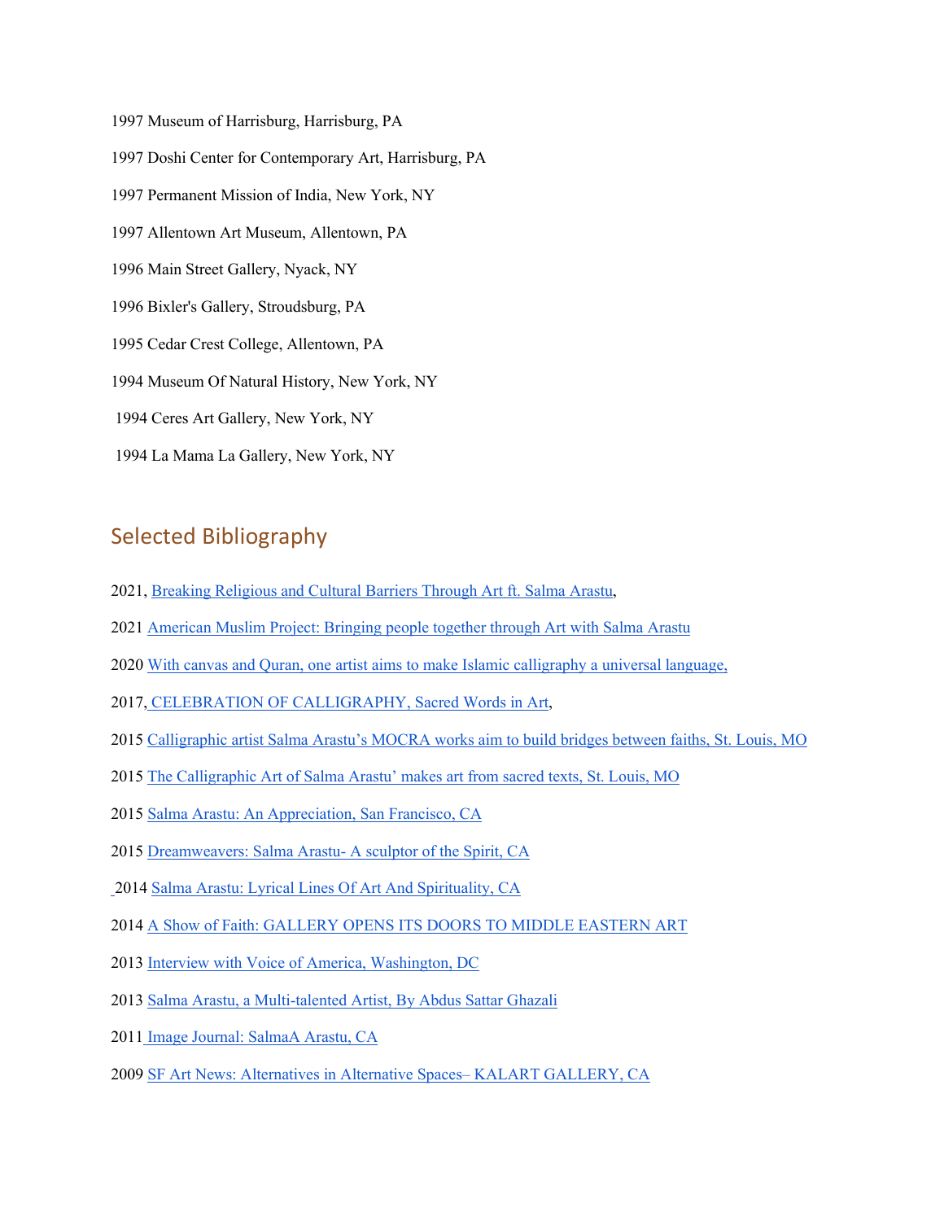1997 Museum of Harrisburg, Harrisburg, PA

1997 Doshi Center for Contemporary Art, Harrisburg, PA

1997 Permanent Mission of India, New York, NY

1997 Allentown Art Museum, Allentown, PA

1996 Main Street Gallery, Nyack, NY

1996 Bixler's Gallery, Stroudsburg, PA

1995 Cedar Crest College, Allentown, PA

1994 Museum Of Natural History, New York, NY

1994 Ceres Art Gallery, New York, NY

1994 La Mama La Gallery, New York, NY

## Selected Bibliography

2021, Breaking Religious and Cultural Barriers Through Art ft. Salma Arastu,

2021 American Muslim Project: Bringing people together through Art with Salma Arastu

2020 With canvas and Quran, one artist aims to make Islamic calligraphy a universal language,

2017, CELEBRATION OF CALLIGRAPHY, Sacred Words in Art,

2015 Calligraphic artist Salma Arastu's MOCRA works aim to build bridges between faiths, St. Louis, MO

2015 The Calligraphic Art of Salma Arastu' makes art from sacred texts, St. Louis, MO

2015 Salma Arastu: An Appreciation, San Francisco, CA

2015 Dreamweavers: Salma Arastu- A sculptor of the Spirit, CA

2014 Salma Arastu: Lyrical Lines Of Art And Spirituality, CA

2014 A Show of Faith: GALLERY OPENS ITS DOORS TO MIDDLE EASTERN ART

2013 Interview with Voice of America, Washington, DC

2013 Salma Arastu, a Multi-talented Artist, By Abdus Sattar Ghazali

2011 Image Journal: SalmaA Arastu, CA

2009 SF Art News: Alternatives in Alternative Spaces– KALART GALLERY, CA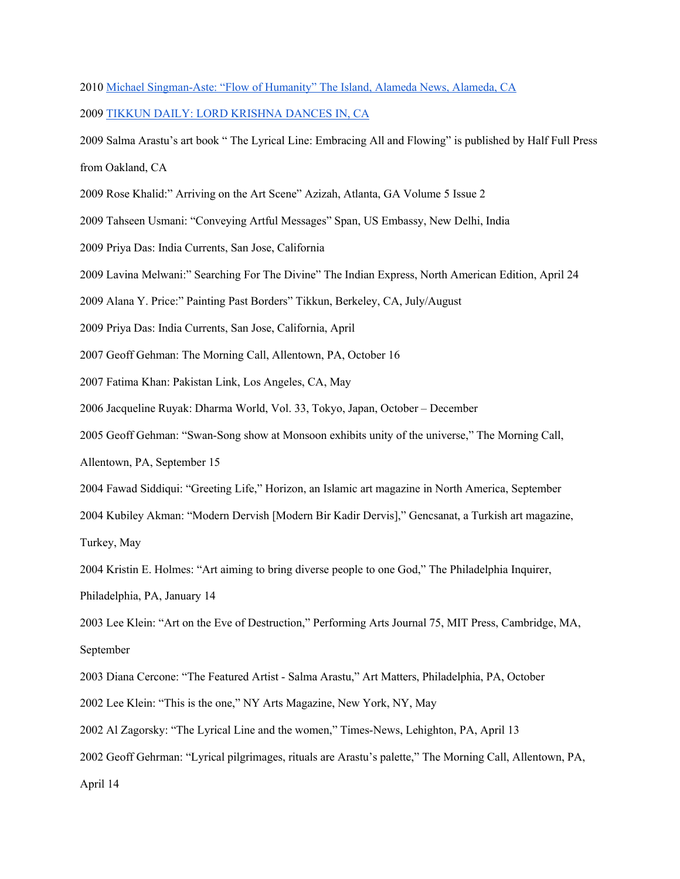2010 Michael Singman-Aste: “Flow of Humanity” The Island, Alameda News, Alameda, CA

2009 TIKKUN DAILY: LORD KRISHNA DANCES IN, CA

2009 Salma Arastu’s art book “ The Lyrical Line: Embracing All and Flowing” is published by Half Full Press from Oakland, CA

2009 Rose Khalid:” Arriving on the Art Scene” Azizah, Atlanta, GA Volume 5 Issue 2

2009 Tahseen Usmani: “Conveying Artful Messages” Span, US Embassy, New Delhi, India

2009 Priya Das: India Currents, San Jose, California

2009 Lavina Melwani:” Searching For The Divine” The Indian Express, North American Edition, April 24

2009 Alana Y. Price:” Painting Past Borders” Tikkun, Berkeley, CA, July/August

2009 Priya Das: India Currents, San Jose, California, April

2007 Geoff Gehman: The Morning Call, Allentown, PA, October 16

2007 Fatima Khan: Pakistan Link, Los Angeles, CA, May

2006 Jacqueline Ruyak: Dharma World, Vol. 33, Tokyo, Japan, October – December

2005 Geoff Gehman: “Swan-Song show at Monsoon exhibits unity of the universe,” The Morning Call, Allentown, PA, September 15

2004 Fawad Siddiqui: “Greeting Life,” Horizon, an Islamic art magazine in North America, September

2004 Kubiley Akman: “Modern Dervish [Modern Bir Kadir Dervis],” Gencsanat, a Turkish art magazine, Turkey, May

2004 Kristin E. Holmes: “Art aiming to bring diverse people to one God,” The Philadelphia Inquirer, Philadelphia, PA, January 14

2003 Lee Klein: “Art on the Eve of Destruction,” Performing Arts Journal 75, MIT Press, Cambridge, MA, September

2003 Diana Cercone: “The Featured Artist - Salma Arastu,” Art Matters, Philadelphia, PA, October

2002 Lee Klein: “This is the one,” NY Arts Magazine, New York, NY, May

2002 Al Zagorsky: “The Lyrical Line and the women,” Times-News, Lehighton, PA, April 13

2002 Geoff Gehrman: “Lyrical pilgrimages, rituals are Arastu’s palette,” The Morning Call, Allentown, PA, April 14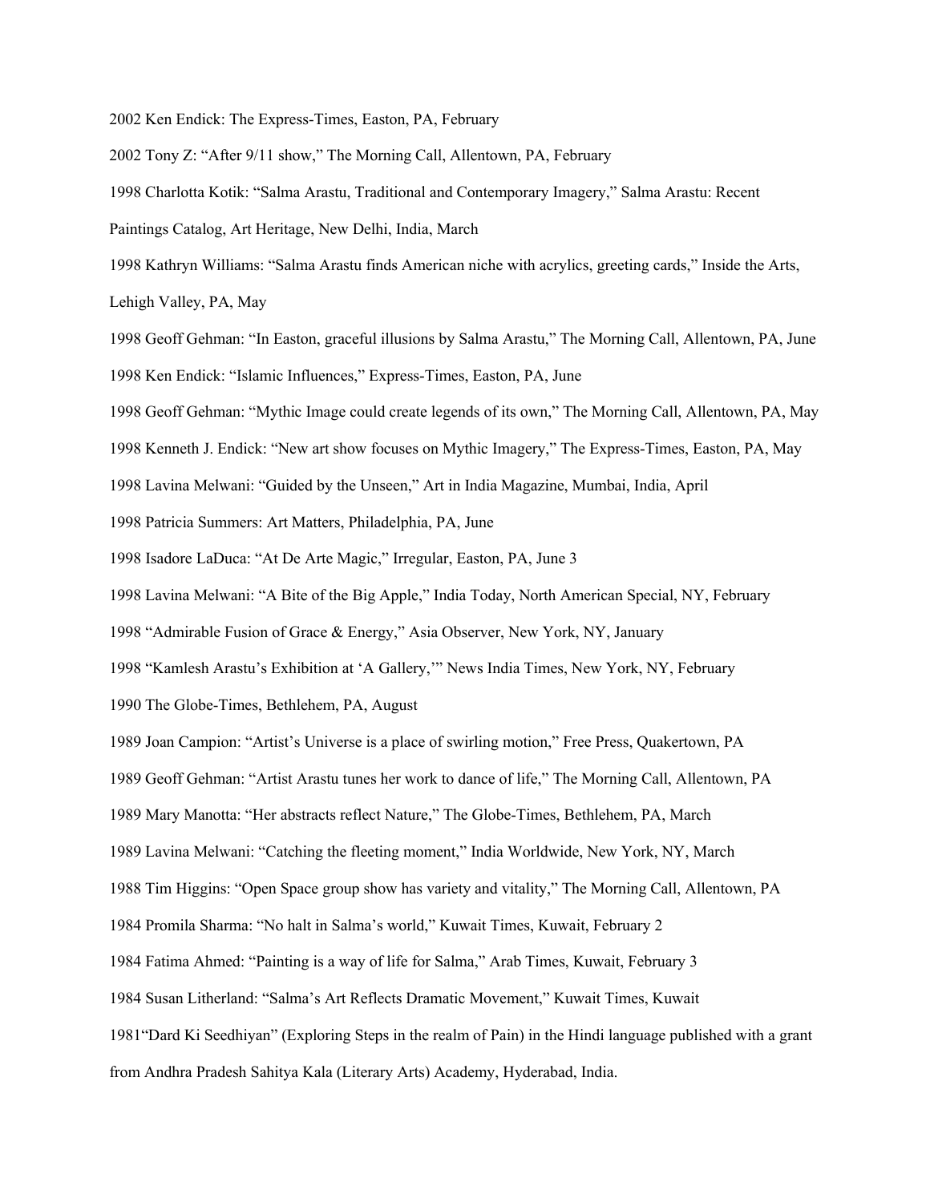2002 Ken Endick: The Express-Times, Easton, PA, February

2002 Tony Z: "After 9/11 show," The Morning Call, Allentown, PA, February

1998 Charlotta Kotik: "Salma Arastu, Traditional and Contemporary Imagery," Salma Arastu: Recent Paintings Catalog, Art Heritage, New Delhi, India, March

1998 Kathryn Williams: "Salma Arastu finds American niche with acrylics, greeting cards," Inside the Arts, Lehigh Valley, PA, May

1998 Geoff Gehman: "In Easton, graceful illusions by Salma Arastu," The Morning Call, Allentown, PA, June

1998 Ken Endick: "Islamic Influences," Express-Times, Easton, PA, June

1998 Geoff Gehman: "Mythic Image could create legends of its own," The Morning Call, Allentown, PA, May

1998 Kenneth J. Endick: "New art show focuses on Mythic Imagery," The Express-Times, Easton, PA, May

1998 Lavina Melwani: "Guided by the Unseen," Art in India Magazine, Mumbai, India, April

1998 Patricia Summers: Art Matters, Philadelphia, PA, June

1998 Isadore LaDuca: "At De Arte Magic," Irregular, Easton, PA, June 3

1998 Lavina Melwani: "A Bite of the Big Apple," India Today, North American Special, NY, February

1998 "Admirable Fusion of Grace & Energy," Asia Observer, New York, NY, January

1998 "Kamlesh Arastu's Exhibition at 'A Gallery,'" News India Times, New York, NY, February

1990 The Globe-Times, Bethlehem, PA, August

1989 Joan Campion: "Artist's Universe is a place of swirling motion," Free Press, Quakertown, PA

1989 Geoff Gehman: "Artist Arastu tunes her work to dance of life," The Morning Call, Allentown, PA

1989 Mary Manotta: "Her abstracts reflect Nature," The Globe-Times, Bethlehem, PA, March

1989 Lavina Melwani: "Catching the fleeting moment," India Worldwide, New York, NY, March

1988 Tim Higgins: "Open Space group show has variety and vitality," The Morning Call, Allentown, PA

1984 Promila Sharma: "No halt in Salma's world," Kuwait Times, Kuwait, February 2

1984 Fatima Ahmed: "Painting is a way of life for Salma," Arab Times, Kuwait, February 3

1984 Susan Litherland: "Salma's Art Reflects Dramatic Movement," Kuwait Times, Kuwait

1981"Dard Ki Seedhiyan" (Exploring Steps in the realm of Pain) in the Hindi language published with a grant from Andhra Pradesh Sahitya Kala (Literary Arts) Academy, Hyderabad, India.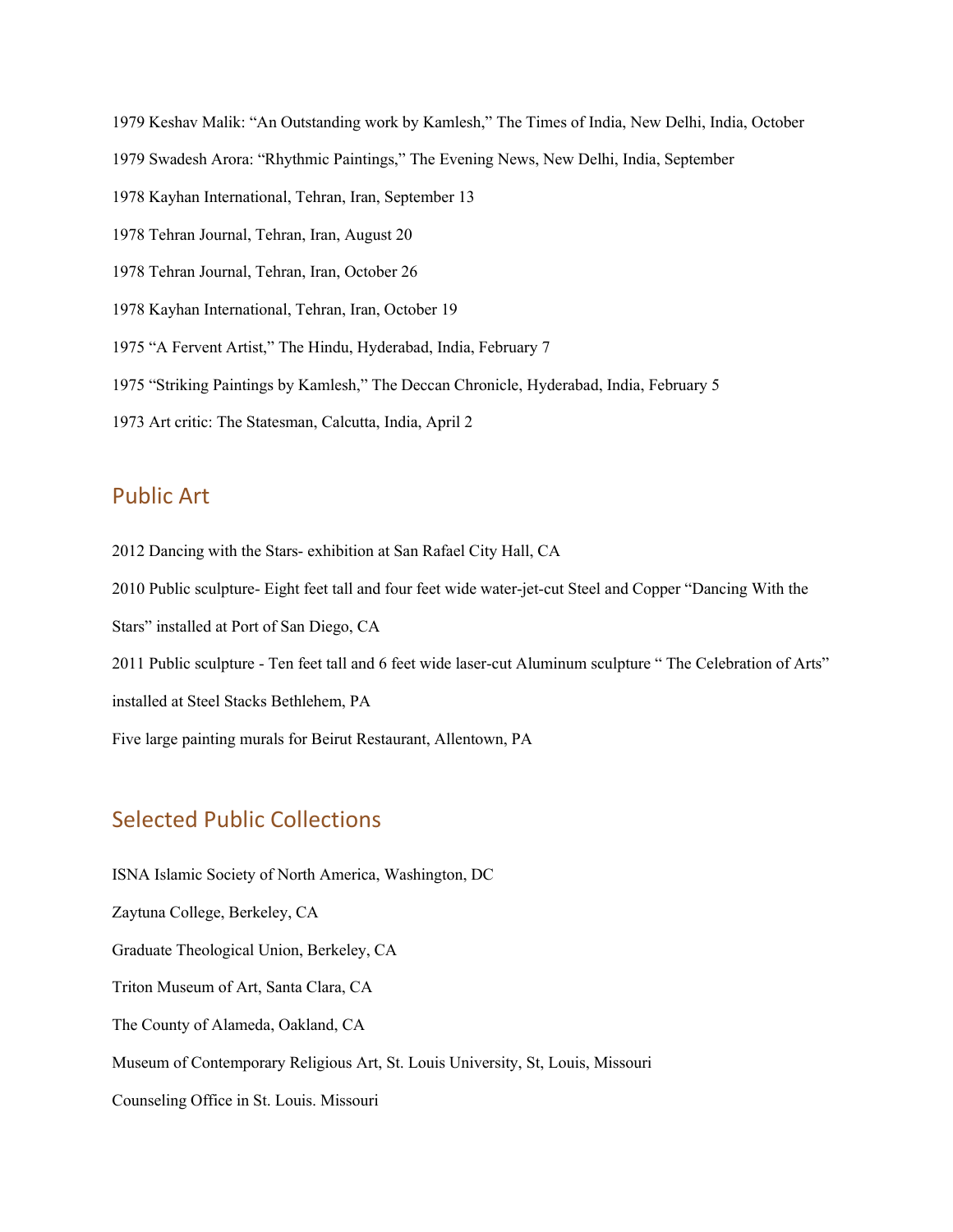1979 Keshav Malik: “An Outstanding work by Kamlesh,” The Times of India, New Delhi, India, October

1979 Swadesh Arora: “Rhythmic Paintings,” The Evening News, New Delhi, India, September

1978 Kayhan International, Tehran, Iran, September 13

1978 Tehran Journal, Tehran, Iran, August 20

1978 Tehran Journal, Tehran, Iran, October 26

1978 Kayhan International, Tehran, Iran, October 19

1975 “A Fervent Artist,” The Hindu, Hyderabad, India, February 7

1975 “Striking Paintings by Kamlesh,” The Deccan Chronicle, Hyderabad, India, February 5

1973 Art critic: The Statesman, Calcutta, India, April 2

## Public Art

2012 Dancing with the Stars- exhibition at San Rafael City Hall, CA

2010 Public sculpture- Eight feet tall and four feet wide water-jet-cut Steel and Copper “Dancing With the Stars” installed at Port of San Diego, CA

2011 Public sculpture - Ten feet tall and 6 feet wide laser-cut Aluminum sculpture “ The Celebration of Arts” installed at Steel Stacks Bethlehem, PA

Five large painting murals for Beirut Restaurant, Allentown, PA

## Selected Public Collections

ISNA Islamic Society of North America, Washington, DC

Zaytuna College, Berkeley, CA

Graduate Theological Union, Berkeley, CA

Triton Museum of Art, Santa Clara, CA

The County of Alameda, Oakland, CA

Museum of Contemporary Religious Art, St. Louis University, St, Louis, Missouri

Counseling Office in St. Louis. Missouri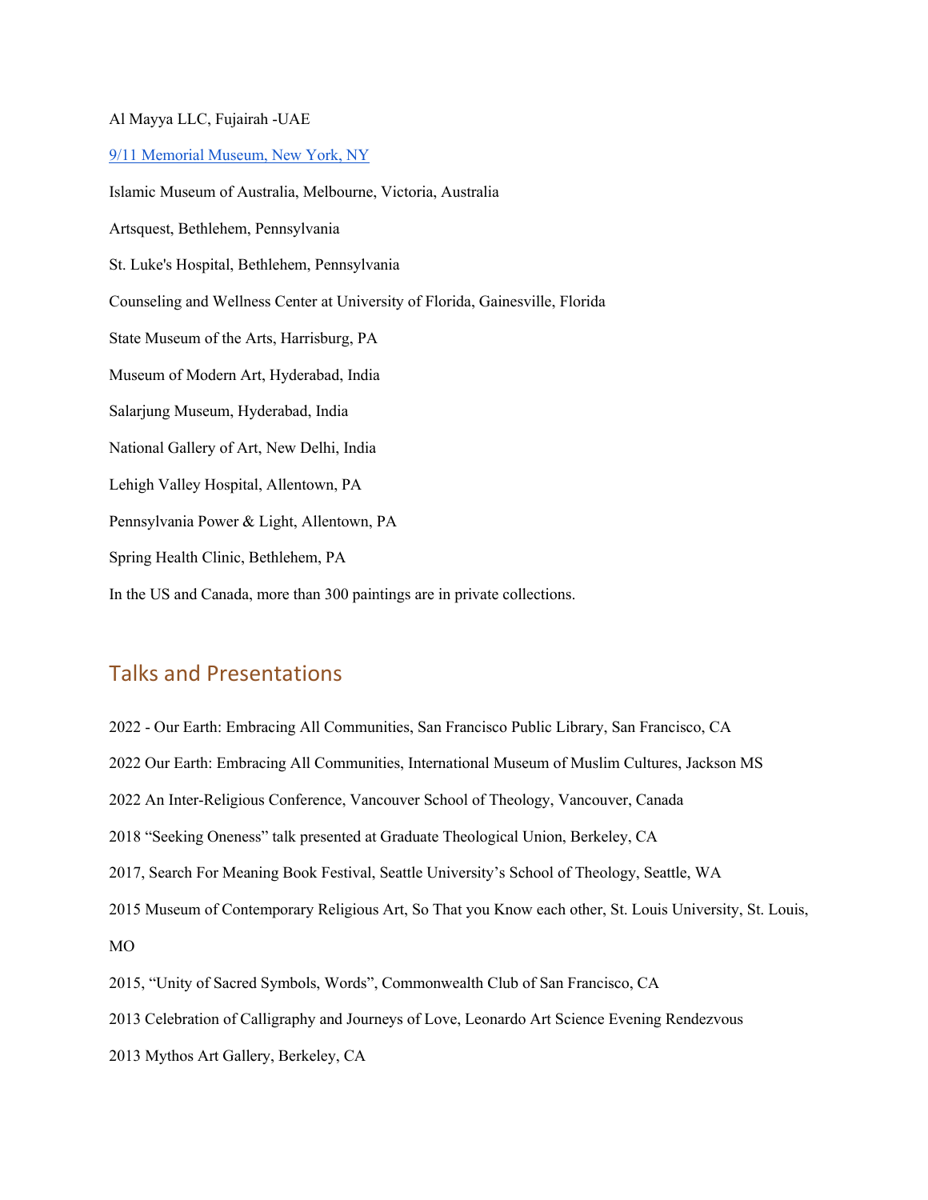Al Mayya LLC, Fujairah -UAE

9/11 Memorial Museum, New York, NY

Islamic Museum of Australia, Melbourne, Victoria, Australia

Artsquest, Bethlehem, Pennsylvania

St. Luke's Hospital, Bethlehem, Pennsylvania

Counseling and Wellness Center at University of Florida, Gainesville, Florida

State Museum of the Arts, Harrisburg, PA

Museum of Modern Art, Hyderabad, India

Salarjung Museum, Hyderabad, India

National Gallery of Art, New Delhi, India

Lehigh Valley Hospital, Allentown, PA

Pennsylvania Power & Light, Allentown, PA

Spring Health Clinic, Bethlehem, PA

In the US and Canada, more than 300 paintings are in private collections.

## Talks and Presentations

2022 - Our Earth: Embracing All Communities, San Francisco Public Library, San Francisco, CA

2022 Our Earth: Embracing All Communities, International Museum of Muslim Cultures, Jackson MS

2022 An Inter-Religious Conference, Vancouver School of Theology, Vancouver, Canada

2018 "Seeking Oneness" talk presented at Graduate Theological Union, Berkeley, CA

2017, Search For Meaning Book Festival, Seattle University's School of Theology, Seattle, WA

2015 Museum of Contemporary Religious Art, So That you Know each other, St. Louis University, St. Louis, MO

2015, "Unity of Sacred Symbols, Words", Commonwealth Club of San Francisco, CA

2013 Celebration of Calligraphy and Journeys of Love, Leonardo Art Science Evening Rendezvous

2013 Mythos Art Gallery, Berkeley, CA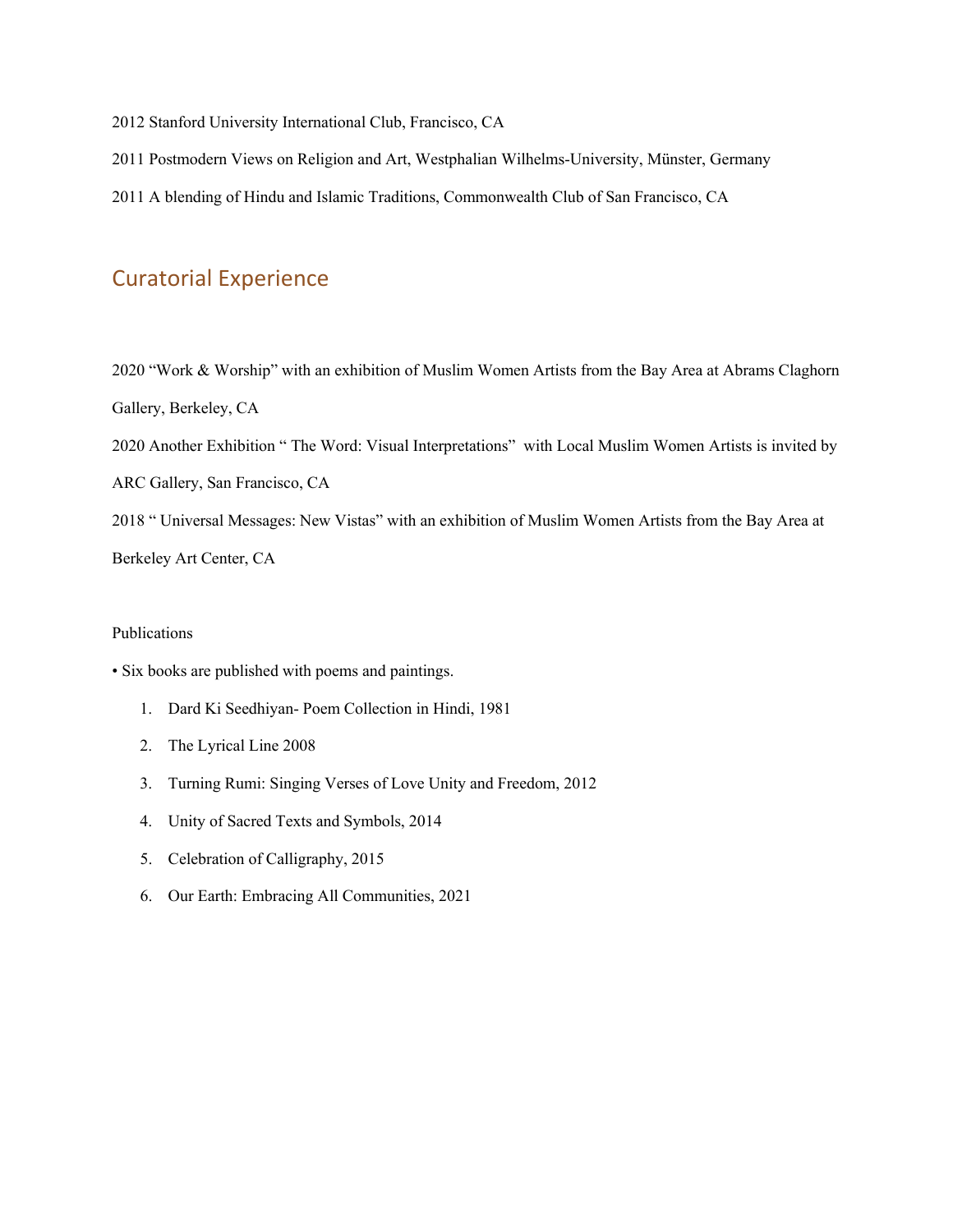2012 Stanford University International Club, Francisco, CA

2011 Postmodern Views on Religion and Art, Westphalian Wilhelms-University, Münster, Germany

2011 A blending of Hindu and Islamic Traditions, Commonwealth Club of San Francisco, CA

## Curatorial Experience

2020 "Work & Worship" with an exhibition of Muslim Women Artists from the Bay Area at Abrams Claghorn Gallery, Berkeley, CA

2020 Another Exhibition " The Word: Visual Interpretations"  with Local Muslim Women Artists is invited by ARC Gallery, San Francisco, CA

2018 " Universal Messages: New Vistas" with an exhibition of Muslim Women Artists from the Bay Area at Berkeley Art Center, CA

Publications

- Six books are published with poems and paintings.

1. Dard Ki Seedhiyan- Poem Collection in Hindi, 1981
2. The Lyrical Line 2008
3. Turning Rumi: Singing Verses of Love Unity and Freedom, 2012
4. Unity of Sacred Texts and Symbols, 2014
5. Celebration of Calligraphy, 2015
6. Our Earth: Embracing All Communities, 2021